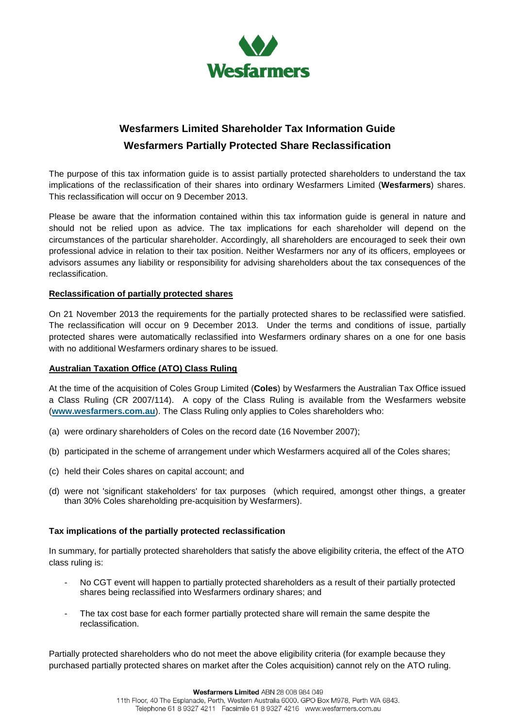# Wesfarmers Limited Shareholder Tax Information Guide
# Wesfarmers Partially Protected Share Reclassification

The purpose of this tax information guide is to assist partially protected shareholders to understand the tax implications of the reclassification of their shares into ordinary Wesfarmers Limited (**Wesfarmers**) shares. This reclassification will occur on 9 December 2013.

Please be aware that the information contained within this tax information guide is general in nature and should not be relied upon as advice. The tax implications for each shareholder will depend on the circumstances of the particular shareholder. Accordingly, all shareholders are encouraged to seek their own professional advice in relation to their tax position. Neither Wesfarmers nor any of its officers, employees or advisors assumes any liability or responsibility for advising shareholders about the tax consequences of the reclassification.

## Reclassification of partially protected shares

On 21 November 2013 the requirements for the partially protected shares to be reclassified were satisfied. The reclassification will occur on 9 December 2013. Under the terms and conditions of issue, partially protected shares were automatically reclassified into Wesfarmers ordinary shares on a one for one basis with no additional Wesfarmers ordinary shares to be issued.

## Australian Taxation Office (ATO) Class Ruling

At the time of the acquisition of Coles Group Limited (**Coles**) by Wesfarmers the Australian Tax Office issued a Class Ruling (CR 2007/114). A copy of the Class Ruling is available from the Wesfarmers website (**www.wesfarmers.com.au**). The Class Ruling only applies to Coles shareholders who:

(a) were ordinary shareholders of Coles on the record date (16 November 2007);

(b) participated in the scheme of arrangement under which Wesfarmers acquired all of the Coles shares;

(c) held their Coles shares on capital account; and

(d) were not 'significant stakeholders' for tax purposes (which required, amongst other things, a greater than 30% Coles shareholding pre-acquisition by Wesfarmers).

## Tax implications of the partially protected reclassification

In summary, for partially protected shareholders that satisfy the above eligibility criteria, the effect of the ATO class ruling is:

- No CGT event will happen to partially protected shareholders as a result of their partially protected shares being reclassified into Wesfarmers ordinary shares; and
- The tax cost base for each former partially protected share will remain the same despite the reclassification.

Partially protected shareholders who do not meet the above eligibility criteria (for example because they purchased partially protected shares on market after the Coles acquisition) cannot rely on the ATO ruling.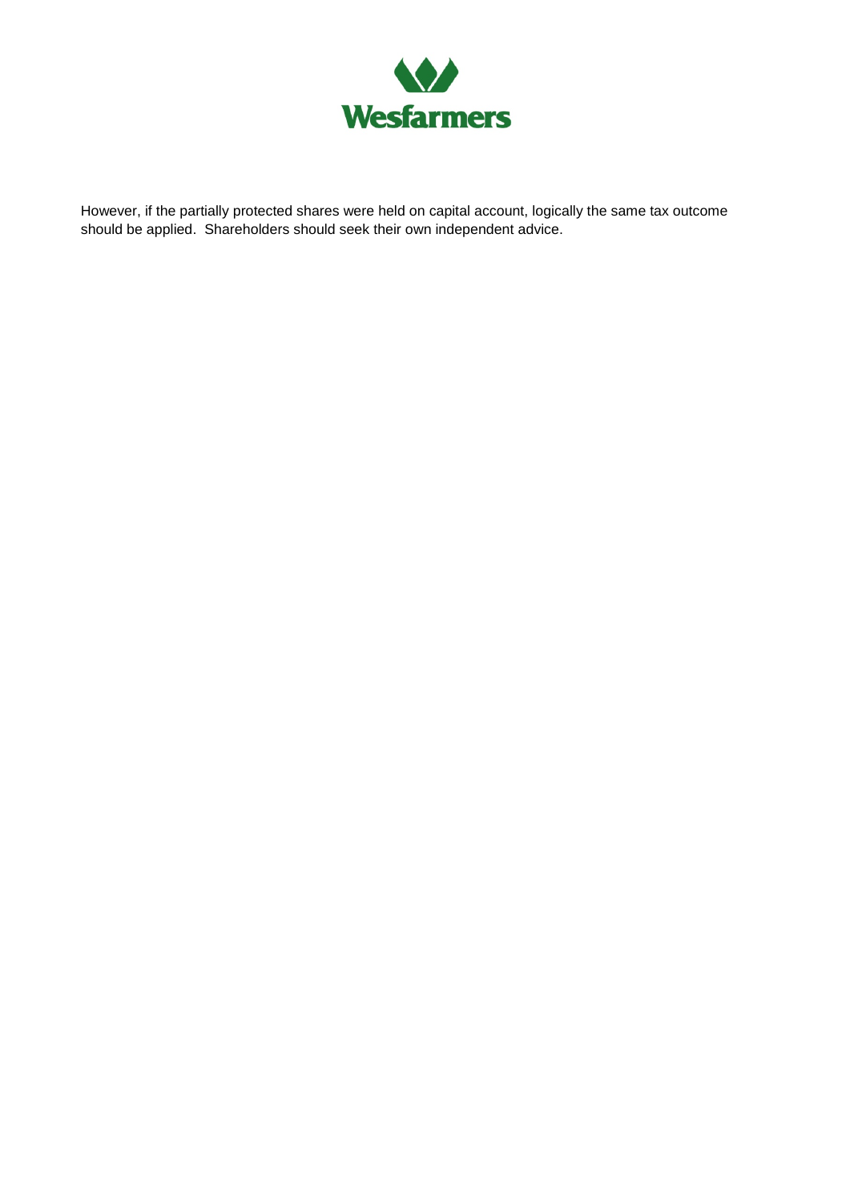However, if the partially protected shares were held on capital account, logically the same tax outcome should be applied. Shareholders should seek their own independent advice.